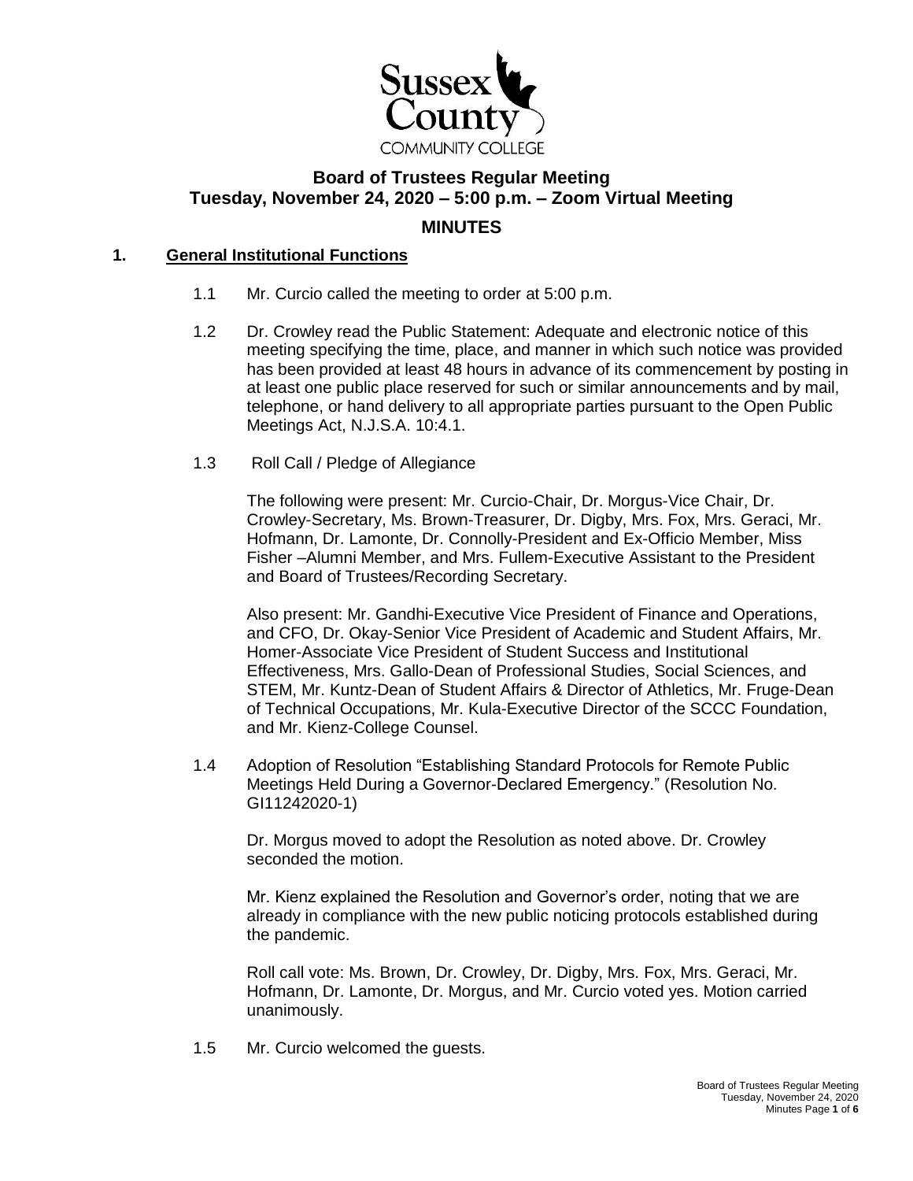# Board of Trustees Regular Meeting
## Tuesday, November 24, 2020 – 5:00 p.m. – Zoom Virtual Meeting

## MINUTES

### 1. General Institutional Functions

1.1 Mr. Curcio called the meeting to order at 5:00 p.m.

1.2 Dr. Crowley read the Public Statement: Adequate and electronic notice of this meeting specifying the time, place, and manner in which such notice was provided has been provided at least 48 hours in advance of its commencement by posting in at least one public place reserved for such or similar announcements and by mail, telephone, or hand delivery to all appropriate parties pursuant to the Open Public Meetings Act, N.J.S.A. 10:4.1.

1.3 Roll Call / Pledge of Allegiance

The following were present: Mr. Curcio-Chair, Dr. Morgus-Vice Chair, Dr. Crowley-Secretary, Ms. Brown-Treasurer, Dr. Digby, Mrs. Fox, Mrs. Geraci, Mr. Hofmann, Dr. Lamonte, Dr. Connolly-President and Ex-Officio Member, Miss Fisher –Alumni Member, and Mrs. Fullem-Executive Assistant to the President and Board of Trustees/Recording Secretary.

Also present: Mr. Gandhi-Executive Vice President of Finance and Operations, and CFO, Dr. Okay-Senior Vice President of Academic and Student Affairs, Mr. Homer-Associate Vice President of Student Success and Institutional Effectiveness, Mrs. Gallo-Dean of Professional Studies, Social Sciences, and STEM, Mr. Kuntz-Dean of Student Affairs & Director of Athletics, Mr. Fruge-Dean of Technical Occupations, Mr. Kula-Executive Director of the SCCC Foundation, and Mr. Kienz-College Counsel.

1.4 Adoption of Resolution "Establishing Standard Protocols for Remote Public Meetings Held During a Governor-Declared Emergency." (Resolution No. GI11242020-1)

Dr. Morgus moved to adopt the Resolution as noted above. Dr. Crowley seconded the motion.

Mr. Kienz explained the Resolution and Governor's order, noting that we are already in compliance with the new public noticing protocols established during the pandemic.

Roll call vote: Ms. Brown, Dr. Crowley, Dr. Digby, Mrs. Fox, Mrs. Geraci, Mr. Hofmann, Dr. Lamonte, Dr. Morgus, and Mr. Curcio voted yes. Motion carried unanimously.

1.5 Mr. Curcio welcomed the guests.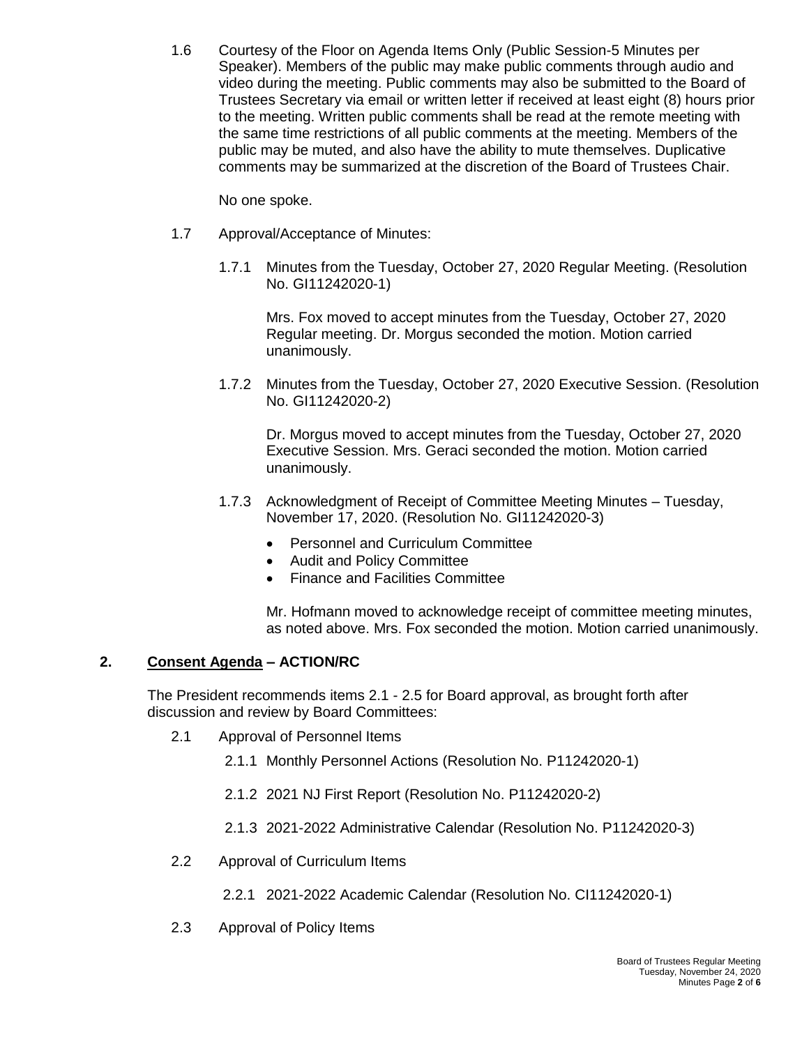1.6 Courtesy of the Floor on Agenda Items Only (Public Session-5 Minutes per Speaker). Members of the public may make public comments through audio and video during the meeting. Public comments may also be submitted to the Board of Trustees Secretary via email or written letter if received at least eight (8) hours prior to the meeting. Written public comments shall be read at the remote meeting with the same time restrictions of all public comments at the meeting. Members of the public may be muted, and also have the ability to mute themselves. Duplicative comments may be summarized at the discretion of the Board of Trustees Chair.

No one spoke.

1.7 Approval/Acceptance of Minutes:

1.7.1 Minutes from the Tuesday, October 27, 2020 Regular Meeting. (Resolution No. GI11242020-1)

Mrs. Fox moved to accept minutes from the Tuesday, October 27, 2020 Regular meeting. Dr. Morgus seconded the motion. Motion carried unanimously.

1.7.2 Minutes from the Tuesday, October 27, 2020 Executive Session. (Resolution No. GI11242020-2)

Dr. Morgus moved to accept minutes from the Tuesday, October 27, 2020 Executive Session. Mrs. Geraci seconded the motion. Motion carried unanimously.

1.7.3 Acknowledgment of Receipt of Committee Meeting Minutes – Tuesday, November 17, 2020. (Resolution No. GI11242020-3)

- Personnel and Curriculum Committee
- Audit and Policy Committee
- Finance and Facilities Committee

Mr. Hofmann moved to acknowledge receipt of committee meeting minutes, as noted above. Mrs. Fox seconded the motion. Motion carried unanimously.

## 2. Consent Agenda – ACTION/RC

The President recommends items 2.1 - 2.5 for Board approval, as brought forth after discussion and review by Board Committees:

2.1 Approval of Personnel Items

2.1.1 Monthly Personnel Actions (Resolution No. P11242020-1)

2.1.2 2021 NJ First Report (Resolution No. P11242020-2)

2.1.3 2021-2022 Administrative Calendar (Resolution No. P11242020-3)

2.2 Approval of Curriculum Items

2.2.1 2021-2022 Academic Calendar (Resolution No. CI11242020-1)

2.3 Approval of Policy Items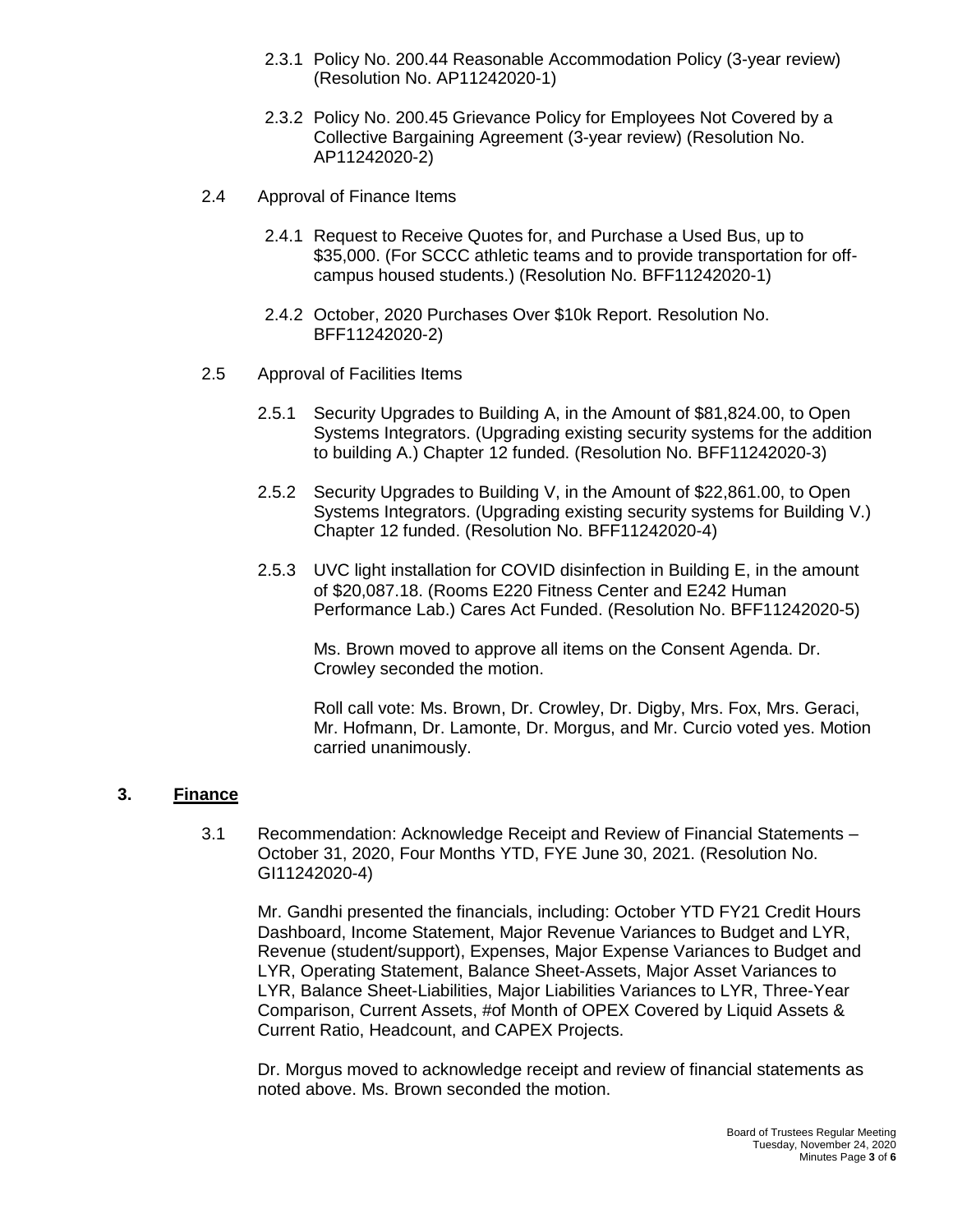2.3.1 Policy No. 200.44 Reasonable Accommodation Policy (3-year review) (Resolution No. AP11242020-1)

2.3.2 Policy No. 200.45 Grievance Policy for Employees Not Covered by a Collective Bargaining Agreement (3-year review) (Resolution No. AP11242020-2)

2.4 Approval of Finance Items

2.4.1 Request to Receive Quotes for, and Purchase a Used Bus, up to $35,000. (For SCCC athletic teams and to provide transportation for off-campus housed students.) (Resolution No. BFF11242020-1)

2.4.2 October, 2020 Purchases Over $10k Report. Resolution No. BFF11242020-2)

2.5 Approval of Facilities Items

2.5.1 Security Upgrades to Building A, in the Amount of $81,824.00, to Open Systems Integrators. (Upgrading existing security systems for the addition to building A.) Chapter 12 funded. (Resolution No. BFF11242020-3)

2.5.2 Security Upgrades to Building V, in the Amount of $22,861.00, to Open Systems Integrators. (Upgrading existing security systems for Building V.) Chapter 12 funded. (Resolution No. BFF11242020-4)

2.5.3 UVC light installation for COVID disinfection in Building E, in the amount of $20,087.18. (Rooms E220 Fitness Center and E242 Human Performance Lab.) Cares Act Funded. (Resolution No. BFF11242020-5)

Ms. Brown moved to approve all items on the Consent Agenda. Dr. Crowley seconded the motion.

Roll call vote: Ms. Brown, Dr. Crowley, Dr. Digby, Mrs. Fox, Mrs. Geraci, Mr. Hofmann, Dr. Lamonte, Dr. Morgus, and Mr. Curcio voted yes. Motion carried unanimously.

## 3. Finance

3.1 Recommendation: Acknowledge Receipt and Review of Financial Statements – October 31, 2020, Four Months YTD, FYE June 30, 2021. (Resolution No. GI11242020-4)

Mr. Gandhi presented the financials, including: October YTD FY21 Credit Hours Dashboard, Income Statement, Major Revenue Variances to Budget and LYR, Revenue (student/support), Expenses, Major Expense Variances to Budget and LYR, Operating Statement, Balance Sheet-Assets, Major Asset Variances to LYR, Balance Sheet-Liabilities, Major Liabilities Variances to LYR, Three-Year Comparison, Current Assets, #of Month of OPEX Covered by Liquid Assets & Current Ratio, Headcount, and CAPEX Projects.

Dr. Morgus moved to acknowledge receipt and review of financial statements as noted above. Ms. Brown seconded the motion.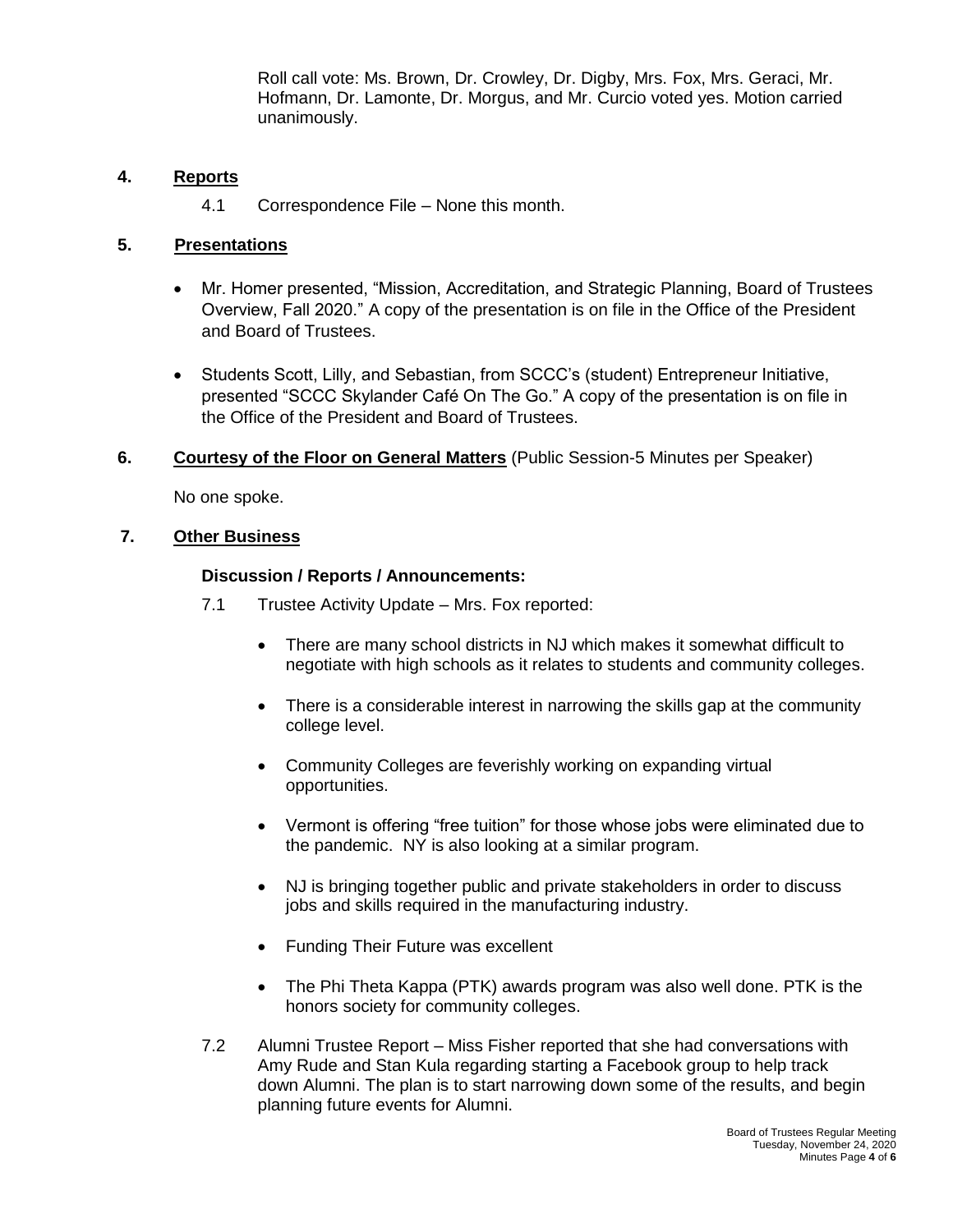Roll call vote: Ms. Brown, Dr. Crowley, Dr. Digby, Mrs. Fox, Mrs. Geraci, Mr. Hofmann, Dr. Lamonte, Dr. Morgus, and Mr. Curcio voted yes. Motion carried unanimously.

## 4. Reports

4.1 Correspondence File – None this month.

## 5. Presentations

- Mr. Homer presented, "Mission, Accreditation, and Strategic Planning, Board of Trustees Overview, Fall 2020." A copy of the presentation is on file in the Office of the President and Board of Trustees.
- Students Scott, Lilly, and Sebastian, from SCCC's (student) Entrepreneur Initiative, presented "SCCC Skylander Café On The Go." A copy of the presentation is on file in the Office of the President and Board of Trustees.

## 6. Courtesy of the Floor on General Matters (Public Session-5 Minutes per Speaker)

No one spoke.

## 7. Other Business

### Discussion / Reports / Announcements:

7.1 Trustee Activity Update – Mrs. Fox reported:

- There are many school districts in NJ which makes it somewhat difficult to negotiate with high schools as it relates to students and community colleges.
- There is a considerable interest in narrowing the skills gap at the community college level.
- Community Colleges are feverishly working on expanding virtual opportunities.
- Vermont is offering "free tuition" for those whose jobs were eliminated due to the pandemic. NY is also looking at a similar program.
- NJ is bringing together public and private stakeholders in order to discuss jobs and skills required in the manufacturing industry.
- Funding Their Future was excellent
- The Phi Theta Kappa (PTK) awards program was also well done. PTK is the honors society for community colleges.

7.2 Alumni Trustee Report – Miss Fisher reported that she had conversations with Amy Rude and Stan Kula regarding starting a Facebook group to help track down Alumni. The plan is to start narrowing down some of the results, and begin planning future events for Alumni.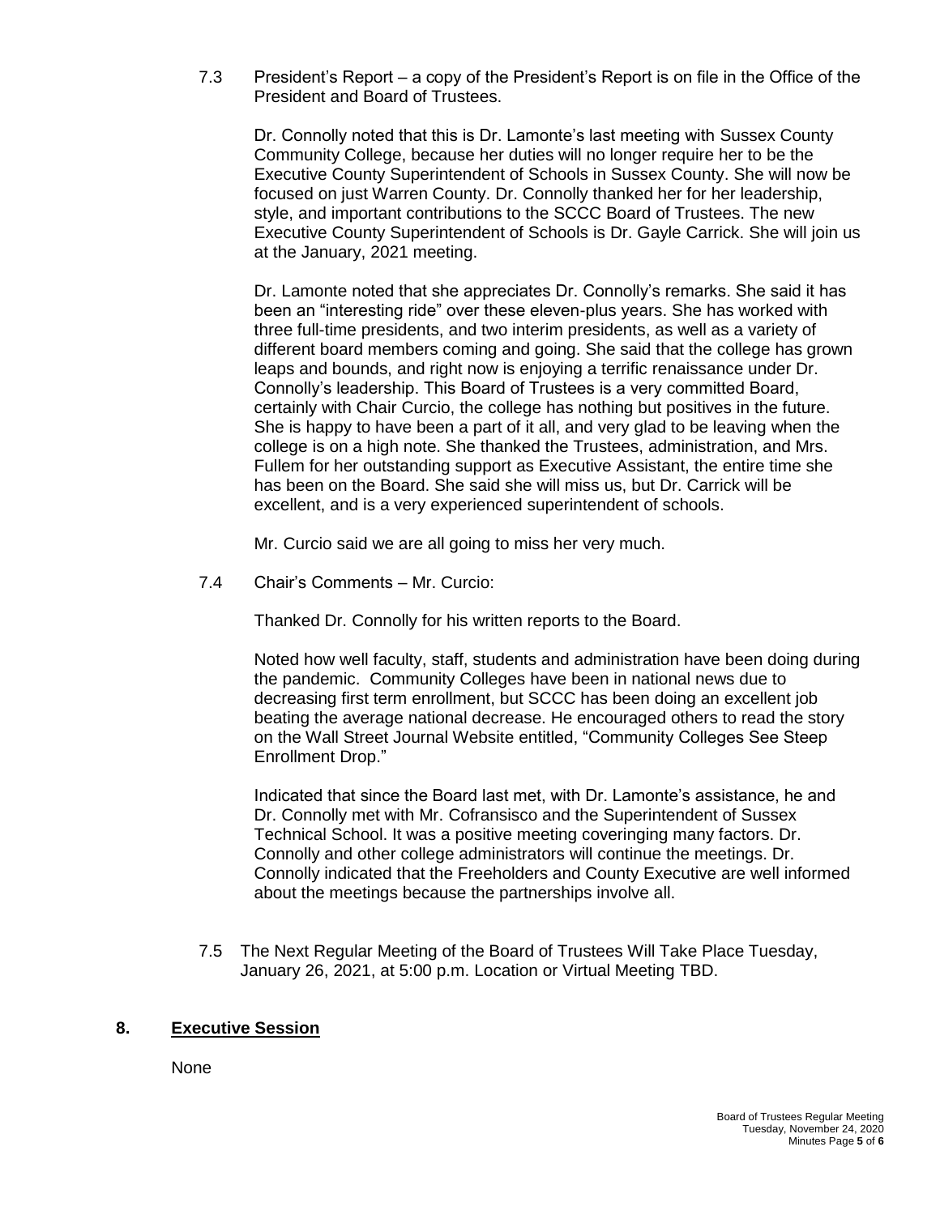7.3 President's Report – a copy of the President's Report is on file in the Office of the President and Board of Trustees.

Dr. Connolly noted that this is Dr. Lamonte's last meeting with Sussex County Community College, because her duties will no longer require her to be the Executive County Superintendent of Schools in Sussex County. She will now be focused on just Warren County. Dr. Connolly thanked her for her leadership, style, and important contributions to the SCCC Board of Trustees. The new Executive County Superintendent of Schools is Dr. Gayle Carrick. She will join us at the January, 2021 meeting.

Dr. Lamonte noted that she appreciates Dr. Connolly's remarks. She said it has been an "interesting ride" over these eleven-plus years. She has worked with three full-time presidents, and two interim presidents, as well as a variety of different board members coming and going. She said that the college has grown leaps and bounds, and right now is enjoying a terrific renaissance under Dr. Connolly's leadership. This Board of Trustees is a very committed Board, certainly with Chair Curcio, the college has nothing but positives in the future. She is happy to have been a part of it all, and very glad to be leaving when the college is on a high note. She thanked the Trustees, administration, and Mrs. Fullem for her outstanding support as Executive Assistant, the entire time she has been on the Board. She said she will miss us, but Dr. Carrick will be excellent, and is a very experienced superintendent of schools.

Mr. Curcio said we are all going to miss her very much.

7.4 Chair's Comments – Mr. Curcio:

Thanked Dr. Connolly for his written reports to the Board.

Noted how well faculty, staff, students and administration have been doing during the pandemic. Community Colleges have been in national news due to decreasing first term enrollment, but SCCC has been doing an excellent job beating the average national decrease. He encouraged others to read the story on the Wall Street Journal Website entitled, "Community Colleges See Steep Enrollment Drop."

Indicated that since the Board last met, with Dr. Lamonte's assistance, he and Dr. Connolly met with Mr. Cofransisco and the Superintendent of Sussex Technical School. It was a positive meeting coveringing many factors. Dr. Connolly and other college administrators will continue the meetings. Dr. Connolly indicated that the Freeholders and County Executive are well informed about the meetings because the partnerships involve all.

7.5 The Next Regular Meeting of the Board of Trustees Will Take Place Tuesday, January 26, 2021, at 5:00 p.m. Location or Virtual Meeting TBD.

## 8. Executive Session

None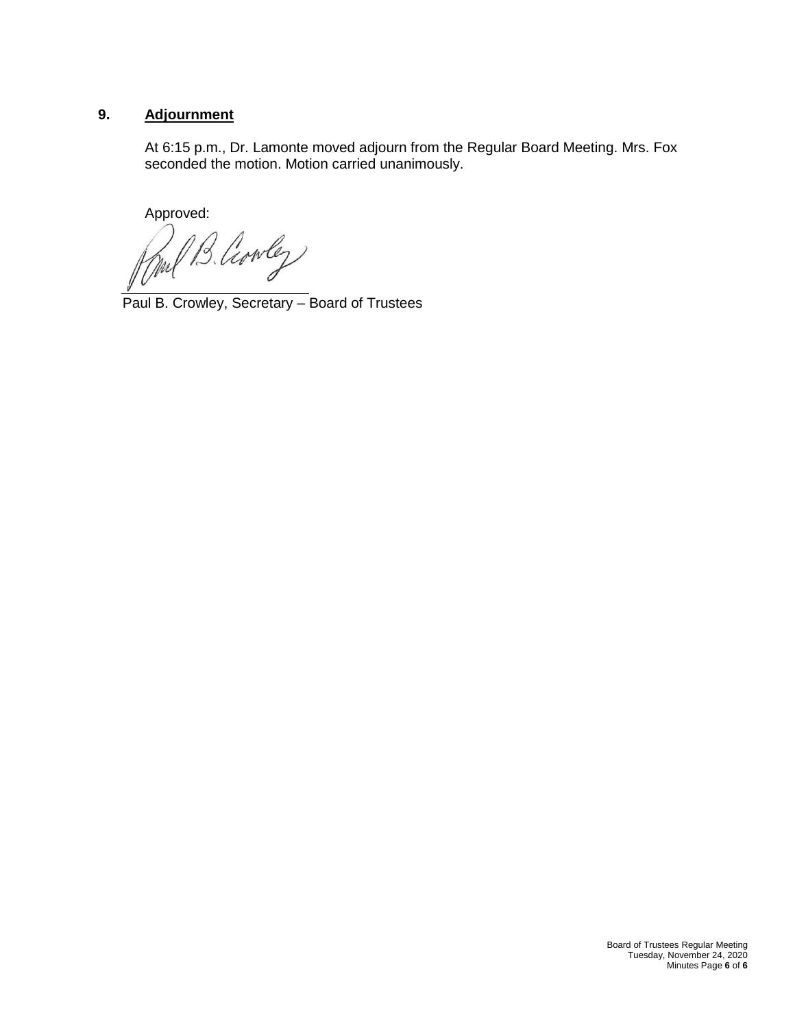## 9. Adjournment

At 6:15 p.m., Dr. Lamonte moved adjourn from the Regular Board Meeting. Mrs. Fox seconded the motion. Motion carried unanimously.

Approved:

Paul B. Crowley, Secretary – Board of Trustees